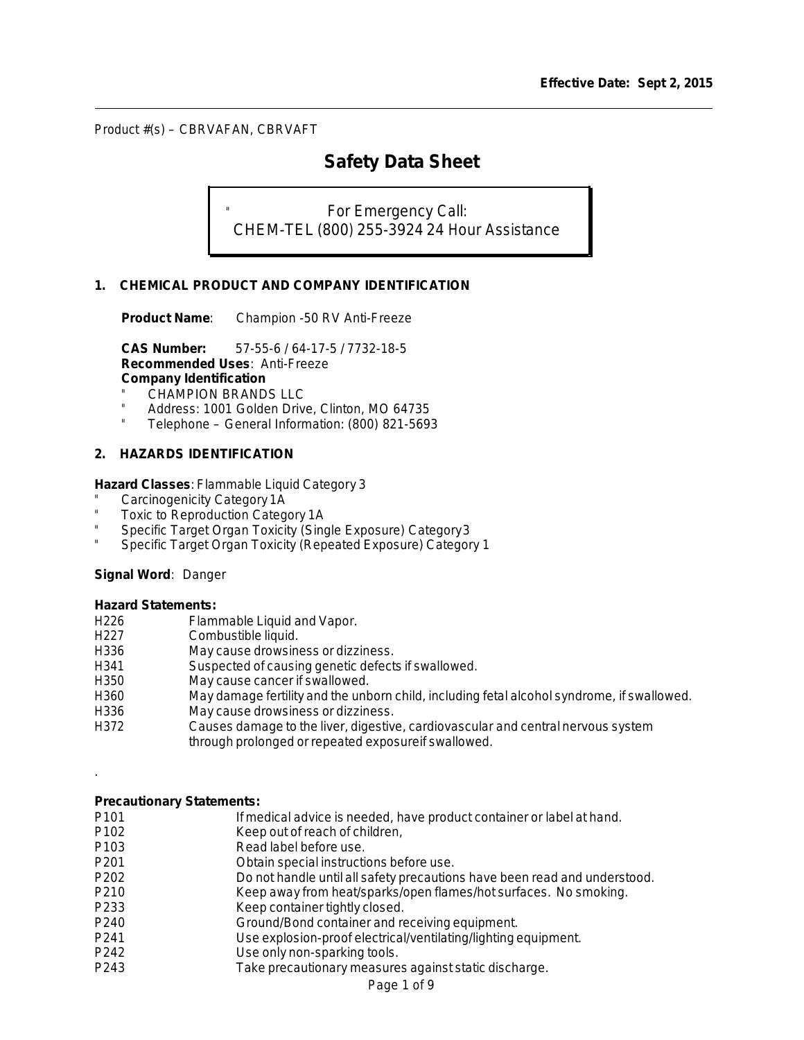**Effective Date: Sept 2, 2015**

---

Product #(s) – CBRVAFAN, CBRVAFT

# Safety Data Sheet

" For Emergency Call:
CHEM-TEL (800) 255-3924 24 Hour Assistance

## 1. CHEMICAL PRODUCT AND COMPANY IDENTIFICATION

**Product Name**: Champion -50 RV Anti-Freeze

**CAS Number:** 57-55-6 / 64-17-5 / 7732-18-5
**Recommended Uses**: Anti-Freeze
**Company Identification**

" CHAMPION BRANDS LLC
" Address: 1001 Golden Drive, Clinton, MO 64735
" Telephone – General Information: (800) 821-5693

## 2. HAZARDS IDENTIFICATION

**Hazard Classes**: Flammable Liquid Category 3
" Carcinogenicity Category 1A
" Toxic to Reproduction Category 1A
" Specific Target Organ Toxicity (Single Exposure) Category3
" Specific Target Organ Toxicity (Repeated Exposure) Category 1

**Signal Word**: Danger

**Hazard Statements:**

| | |
|---|---|
| H226 | Flammable Liquid and Vapor. |
| H227 | Combustible liquid. |
| H336 | May cause drowsiness or dizziness. |
| H341 | Suspected of causing genetic defects if swallowed. |
| H350 | May cause cancer if swallowed. |
| H360 | May damage fertility and the unborn child, including fetal alcohol syndrome, if swallowed. |
| H336 | May cause drowsiness or dizziness. |
| H372 | Causes damage to the liver, digestive, cardiovascular and central nervous system through prolonged or repeated exposureif swallowed. |

.

**Precautionary Statements:**

| | |
|---|---|
| P101 | If medical advice is needed, have product container or label at hand. |
| P102 | Keep out of reach of children, |
| P103 | Read label before use. |
| P201 | Obtain special instructions before use. |
| P202 | Do not handle until all safety precautions have been read and understood. |
| P210 | Keep away from heat/sparks/open flames/hot surfaces. No smoking. |
| P233 | Keep container tightly closed. |
| P240 | Ground/Bond container and receiving equipment. |
| P241 | Use explosion-proof electrical/ventilating/lighting equipment. |
| P242 | Use only non-sparking tools. |
| P243 | Take precautionary measures against static discharge. |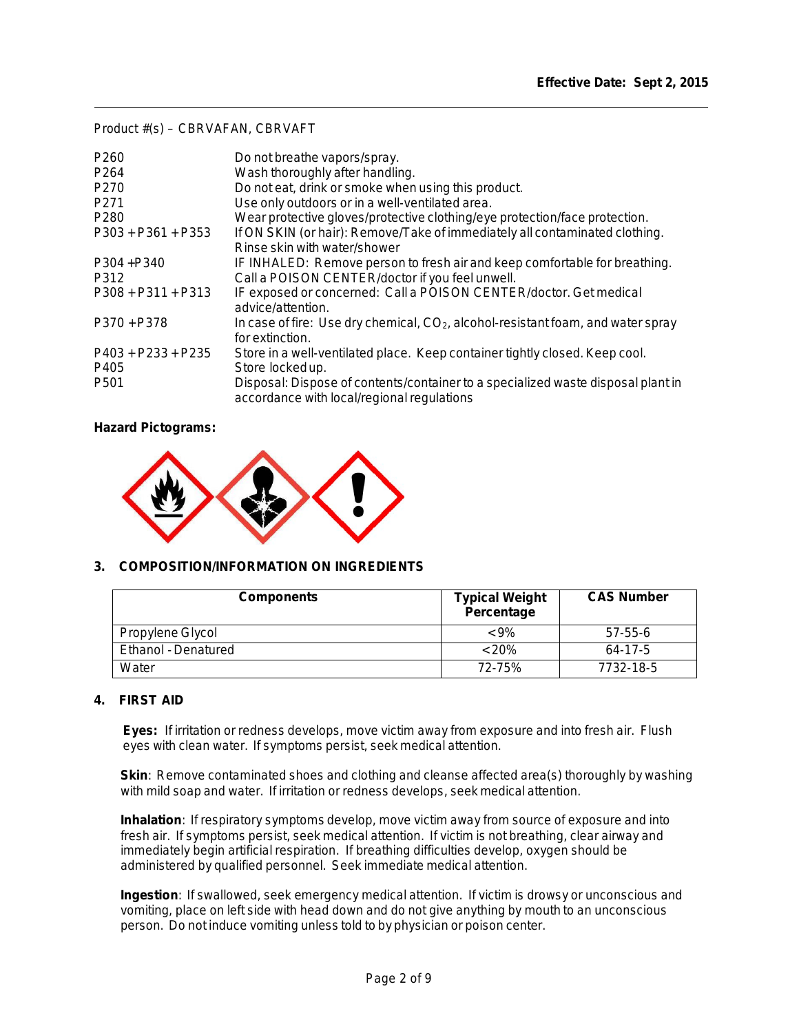Effective Date: Sept 2, 2015

Product #(s) – CBRVAFAN, CBRVAFT

| | |
|---|---|
| P260 | Do not breathe vapors/spray. |
| P264 | Wash thoroughly after handling. |
| P270 | Do not eat, drink or smoke when using this product. |
| P271 | Use only outdoors or in a well-ventilated area. |
| P280 | Wear protective gloves/protective clothing/eye protection/face protection. |
| P303 + P361 + P353 | If ON SKIN (or hair): Remove/Take of immediately all contaminated clothing. Rinse skin with water/shower |
| P304 +P340 | IF INHALED: Remove person to fresh air and keep comfortable for breathing. |
| P312 | Call a POISON CENTER/doctor if you feel unwell. |
| P308 + P311 + P313 | IF exposed or concerned: Call a POISON CENTER/doctor. Get medical advice/attention. |
| P370 +P378 | In case of fire: Use dry chemical, $CO_2$, alcohol-resistant foam, and water spray for extinction. |
| P403 + P233 + P235 | Store in a well-ventilated place. Keep container tightly closed. Keep cool. |
| P405 | Store locked up. |
| P501 | Disposal: Dispose of contents/container to a specialized waste disposal plant in accordance with local/regional regulations |

**Hazard Pictograms:**

## 3. COMPOSITION/INFORMATION ON INGREDIENTS

| Components | Typical Weight Percentage | CAS Number |
|---|---|---|
| Propylene Glycol | <9% | 57-55-6 |
| Ethanol - Denatured | <20% | 64-17-5 |
| Water | 72-75% | 7732-18-5 |

## 4. FIRST AID

**Eyes:** If irritation or redness develops, move victim away from exposure and into fresh air. Flush eyes with clean water. If symptoms persist, seek medical attention.

**Skin**: Remove contaminated shoes and clothing and cleanse affected area(s) thoroughly by washing with mild soap and water. If irritation or redness develops, seek medical attention.

**Inhalation**: If respiratory symptoms develop, move victim away from source of exposure and into fresh air. If symptoms persist, seek medical attention. If victim is not breathing, clear airway and immediately begin artificial respiration. If breathing difficulties develop, oxygen should be administered by qualified personnel. Seek immediate medical attention.

**Ingestion**: If swallowed, seek emergency medical attention. If victim is drowsy or unconscious and vomiting, place on left side with head down and do not give anything by mouth to an unconscious person. Do not induce vomiting unless told to by physician or poison center.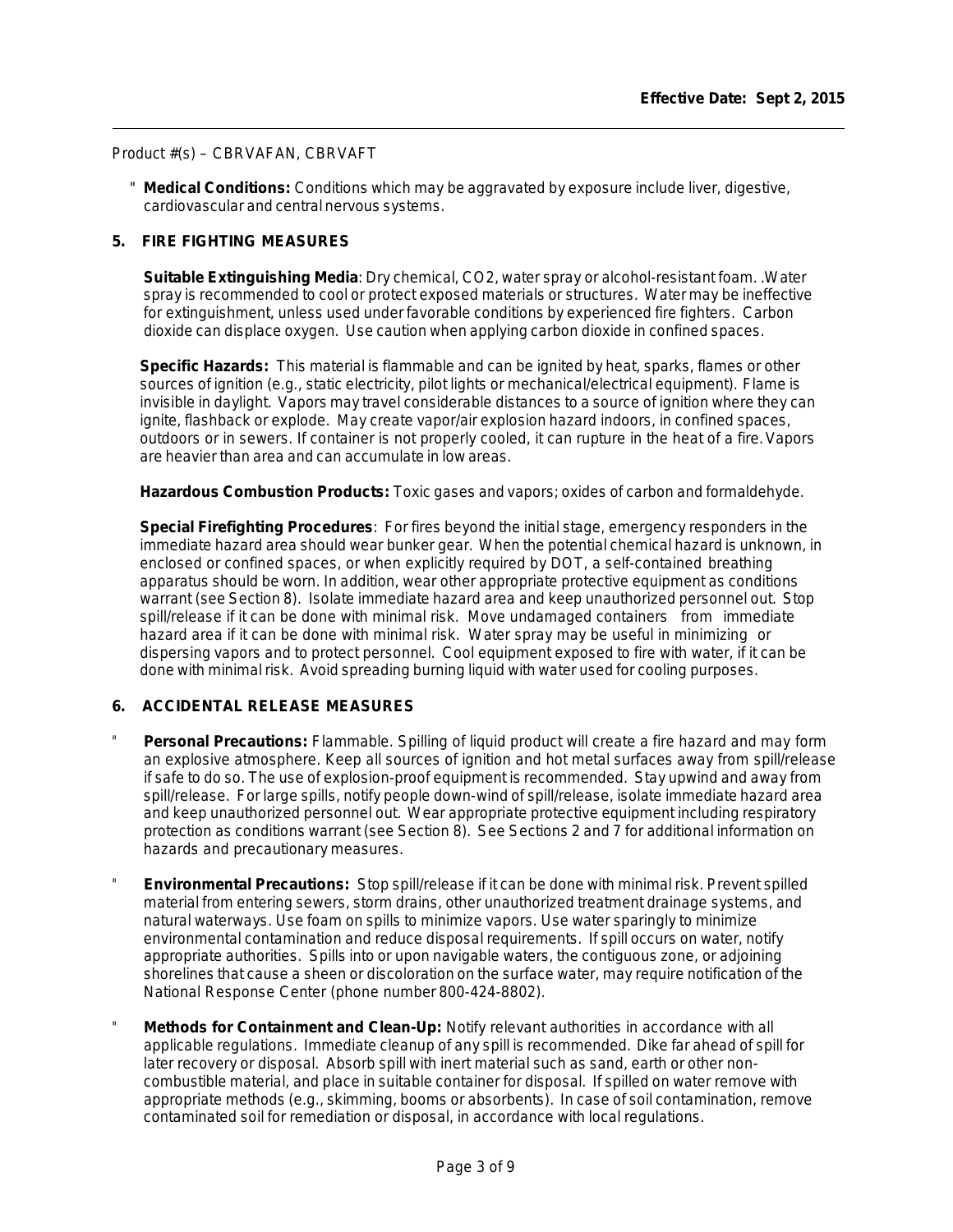Product #(s) – CBRVAFAN, CBRVAFT

- **Medical Conditions:** Conditions which may be aggravated by exposure include liver, digestive, cardiovascular and central nervous systems.

## 5. FIRE FIGHTING MEASURES

**Suitable Extinguishing Media**: Dry chemical, $CO_2$, water spray or alcohol-resistant foam. .Water spray is recommended to cool or protect exposed materials or structures. Water may be ineffective for extinguishment, unless used under favorable conditions by experienced fire fighters. Carbon dioxide can displace oxygen. Use caution when applying carbon dioxide in confined spaces.

**Specific Hazards:** This material is flammable and can be ignited by heat, sparks, flames or other sources of ignition (e.g., static electricity, pilot lights or mechanical/electrical equipment). Flame is invisible in daylight. Vapors may travel considerable distances to a source of ignition where they can ignite, flashback or explode. May create vapor/air explosion hazard indoors, in confined spaces, outdoors or in sewers. If container is not properly cooled, it can rupture in the heat of a fire. Vapors are heavier than area and can accumulate in low areas.

**Hazardous Combustion Products:** Toxic gases and vapors; oxides of carbon and formaldehyde.

**Special Firefighting Procedures**: For fires beyond the initial stage, emergency responders in the immediate hazard area should wear bunker gear. When the potential chemical hazard is unknown, in enclosed or confined spaces, or when explicitly required by DOT, a self-contained breathing apparatus should be worn. In addition, wear other appropriate protective equipment as conditions warrant (see Section 8). Isolate immediate hazard area and keep unauthorized personnel out. Stop spill/release if it can be done with minimal risk. Move undamaged containers from immediate hazard area if it can be done with minimal risk. Water spray may be useful in minimizing or dispersing vapors and to protect personnel. Cool equipment exposed to fire with water, if it can be done with minimal risk. Avoid spreading burning liquid with water used for cooling purposes.

## 6. ACCIDENTAL RELEASE MEASURES

- **Personal Precautions:** Flammable. Spilling of liquid product will create a fire hazard and may form an explosive atmosphere. Keep all sources of ignition and hot metal surfaces away from spill/release if safe to do so. The use of explosion-proof equipment is recommended. Stay upwind and away from spill/release. For large spills, notify people down-wind of spill/release, isolate immediate hazard area and keep unauthorized personnel out. Wear appropriate protective equipment including respiratory protection as conditions warrant (see Section 8). See Sections 2 and 7 for additional information on hazards and precautionary measures.

- **Environmental Precautions:** Stop spill/release if it can be done with minimal risk. Prevent spilled material from entering sewers, storm drains, other unauthorized treatment drainage systems, and natural waterways. Use foam on spills to minimize vapors. Use water sparingly to minimize environmental contamination and reduce disposal requirements. If spill occurs on water, notify appropriate authorities. Spills into or upon navigable waters, the contiguous zone, or adjoining shorelines that cause a sheen or discoloration on the surface water, may require notification of the National Response Center (phone number 800-424-8802).

- **Methods for Containment and Clean-Up:** Notify relevant authorities in accordance with all applicable regulations. Immediate cleanup of any spill is recommended. Dike far ahead of spill for later recovery or disposal. Absorb spill with inert material such as sand, earth or other non-combustible material, and place in suitable container for disposal. If spilled on water remove with appropriate methods (e.g., skimming, booms or absorbents). In case of soil contamination, remove contaminated soil for remediation or disposal, in accordance with local regulations.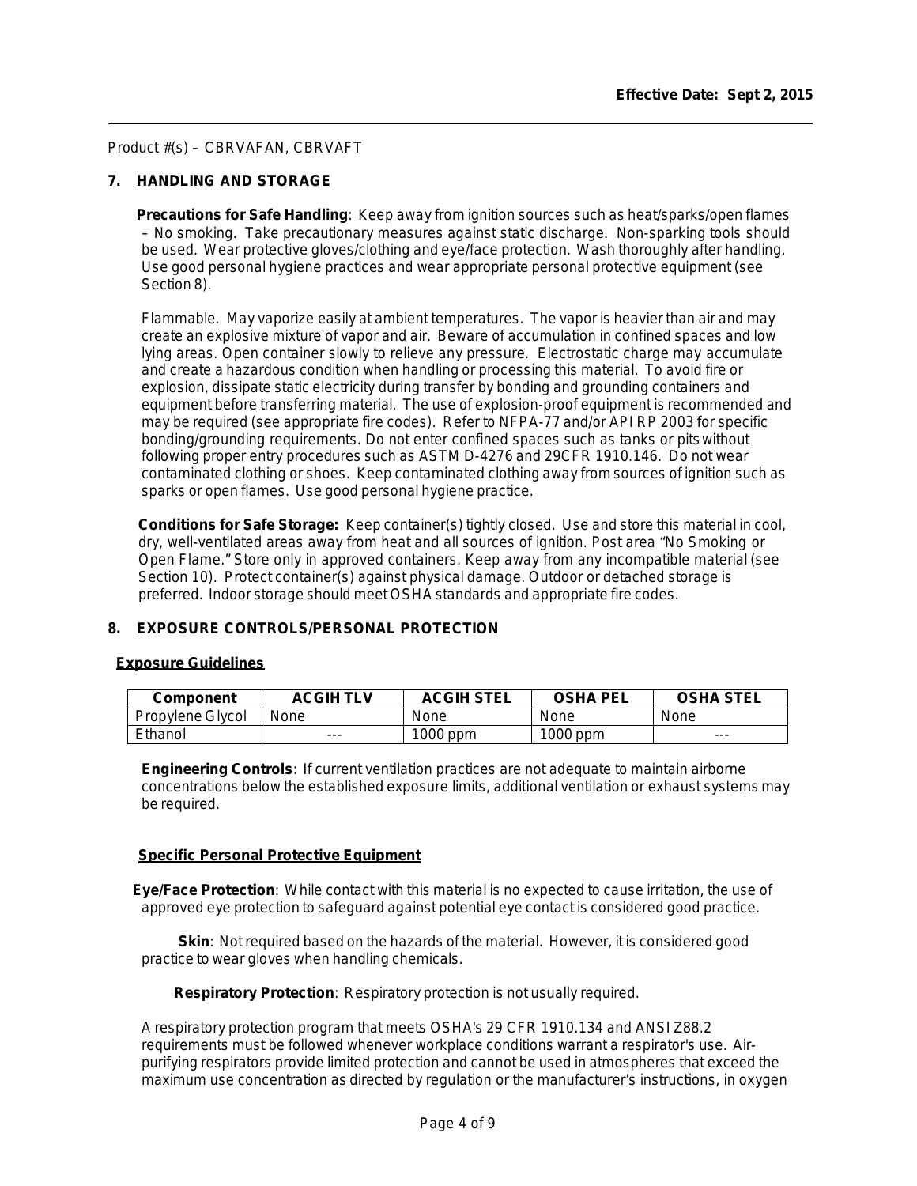Product #(s) – CBRVAFAN, CBRVAFT

## 7. HANDLING AND STORAGE

**Precautions for Safe Handling**: Keep away from ignition sources such as heat/sparks/open flames – No smoking. Take precautionary measures against static discharge. Non-sparking tools should be used. Wear protective gloves/clothing and eye/face protection. Wash thoroughly after handling. Use good personal hygiene practices and wear appropriate personal protective equipment (see Section 8).

Flammable. May vaporize easily at ambient temperatures. The vapor is heavier than air and may create an explosive mixture of vapor and air. Beware of accumulation in confined spaces and low lying areas. Open container slowly to relieve any pressure. Electrostatic charge may accumulate and create a hazardous condition when handling or processing this material. To avoid fire or explosion, dissipate static electricity during transfer by bonding and grounding containers and equipment before transferring material. The use of explosion-proof equipment is recommended and may be required (see appropriate fire codes). Refer to NFPA-77 and/or API RP 2003 for specific bonding/grounding requirements. Do not enter confined spaces such as tanks or pits without following proper entry procedures such as ASTM D-4276 and 29CFR 1910.146. Do not wear contaminated clothing or shoes. Keep contaminated clothing away from sources of ignition such as sparks or open flames. Use good personal hygiene practice.

**Conditions for Safe Storage:** Keep container(s) tightly closed. Use and store this material in cool, dry, well-ventilated areas away from heat and all sources of ignition. Post area "No Smoking or Open Flame." Store only in approved containers. Keep away from any incompatible material (see Section 10). Protect container(s) against physical damage. Outdoor or detached storage is preferred. Indoor storage should meet OSHA standards and appropriate fire codes.

## 8. EXPOSURE CONTROLS/PERSONAL PROTECTION

### Exposure Guidelines

| Component | ACGIH TLV | ACGIH STEL | OSHA PEL | OSHA STEL |
| --- | --- | --- | --- | --- |
| Propylene Glycol | None | None | None | None |
| Ethanol | --- | 1000 ppm | 1000 ppm | --- |

**Engineering Controls**: If current ventilation practices are not adequate to maintain airborne concentrations below the established exposure limits, additional ventilation or exhaust systems may be required.

### Specific Personal Protective Equipment

**Eye/Face Protection**: While contact with this material is no expected to cause irritation, the use of approved eye protection to safeguard against potential eye contact is considered good practice.

**Skin**: Not required based on the hazards of the material. However, it is considered good practice to wear gloves when handling chemicals.

**Respiratory Protection**: Respiratory protection is not usually required.

A respiratory protection program that meets OSHA's 29 CFR 1910.134 and ANSI Z88.2 requirements must be followed whenever workplace conditions warrant a respirator's use. Air-purifying respirators provide limited protection and cannot be used in atmospheres that exceed the maximum use concentration as directed by regulation or the manufacturer's instructions, in oxygen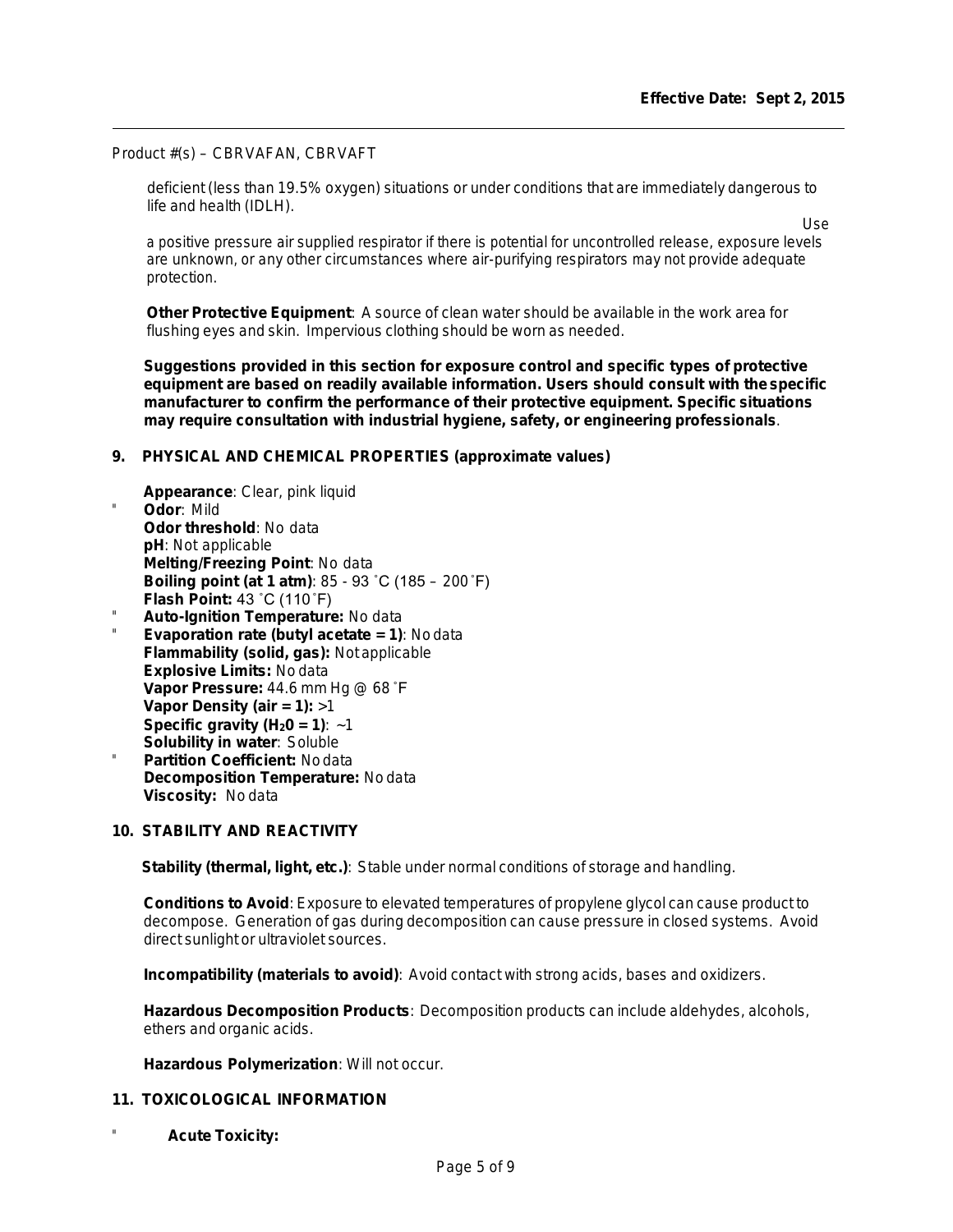Product #(s) – CBRVAFAN, CBRVAFT

deficient (less than 19.5% oxygen) situations or under conditions that are immediately dangerous to life and health (IDLH).

Use a positive pressure air supplied respirator if there is potential for uncontrolled release, exposure levels are unknown, or any other circumstances where air-purifying respirators may not provide adequate protection.

**Other Protective Equipment**: A source of clean water should be available in the work area for flushing eyes and skin. Impervious clothing should be worn as needed.

**Suggestions provided in this section for exposure control and specific types of protective equipment are based on readily available information. Users should consult with the specific manufacturer to confirm the performance of their protective equipment. Specific situations may require consultation with industrial hygiene, safety, or engineering professionals**.

## 9. PHYSICAL AND CHEMICAL PROPERTIES (approximate values)

**Appearance**: Clear, pink liquid
**Odor**: Mild
**Odor threshold**: No data
**pH**: Not applicable
**Melting/Freezing Point**: No data
**Boiling point (at 1 atm)**: 85 - 93 ˚C (185 – 200 ˚F)
**Flash Point:** 43 ˚C (110 ˚F)
**Auto-Ignition Temperature:** No data
**Evaporation rate (butyl acetate = 1)**: No data
**Flammability (solid, gas):** Not applicable
**Explosive Limits:** No data
**Vapor Pressure:** 44.6 mm Hg @ 68 ˚F
**Vapor Density (air = 1):** >1
**Specific gravity ($H_2O$ = 1)**: ~1
**Solubility in water**: Soluble
**Partition Coefficient:** No data
**Decomposition Temperature:** No data
**Viscosity:** No data

## 10. STABILITY AND REACTIVITY

**Stability (thermal, light, etc.)**: Stable under normal conditions of storage and handling.

**Conditions to Avoid**: Exposure to elevated temperatures of propylene glycol can cause product to decompose. Generation of gas during decomposition can cause pressure in closed systems. Avoid direct sunlight or ultraviolet sources.

**Incompatibility (materials to avoid)**: Avoid contact with strong acids, bases and oxidizers.

**Hazardous Decomposition Products**: Decomposition products can include aldehydes, alcohols, ethers and organic acids.

**Hazardous Polymerization**: Will not occur.

## 11. TOXICOLOGICAL INFORMATION

**Acute Toxicity:**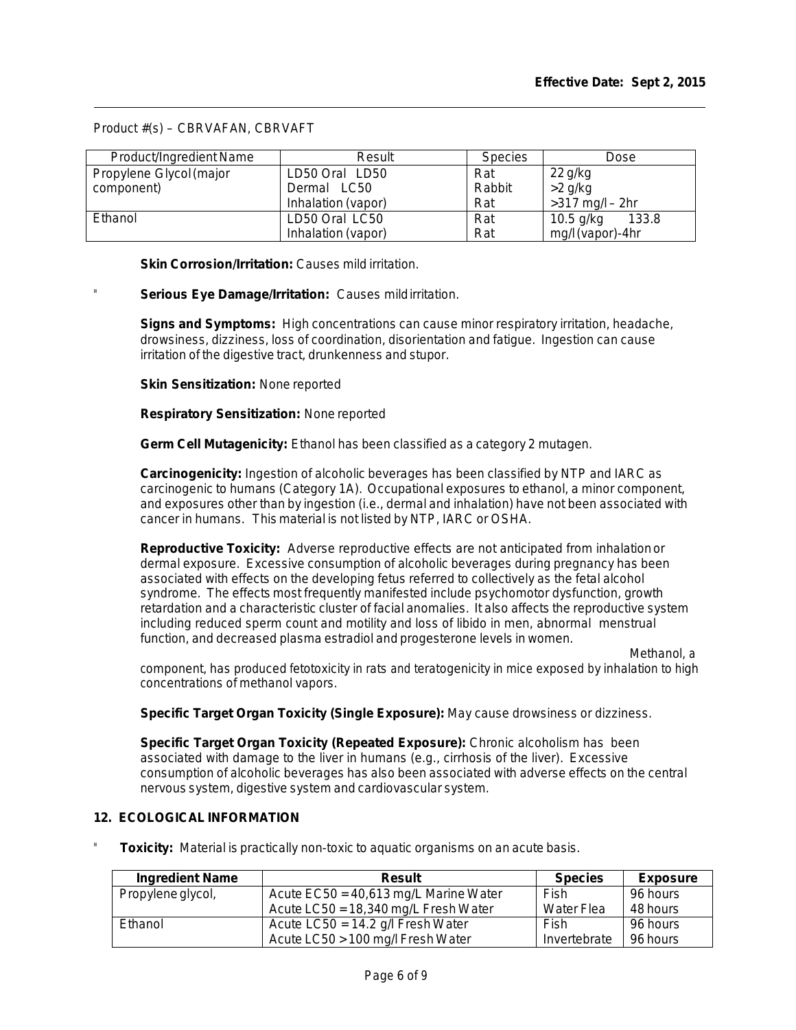Product #(s) – CBRVAFAN, CBRVAFT

| Product/Ingredient Name | Result | Species | Dose |
|---|---|---|---|
| Propylene Glycol (major component) | LD50 Oral LD50 Dermal LC50 Inhalation (vapor) | Rat Rabbit Rat | 22 g/kg >2 g/kg >317 mg/l – 2hr |
| Ethanol | LD50 Oral LC50 Inhalation (vapor) | Rat Rat | 10.5 g/kg 133.8 mg/l (vapor)-4hr |

**Skin Corrosion/Irritation:** Causes mild irritation.

**Serious Eye Damage/Irritation:** Causes mild irritation.

**Signs and Symptoms:** High concentrations can cause minor respiratory irritation, headache, drowsiness, dizziness, loss of coordination, disorientation and fatigue. Ingestion can cause irritation of the digestive tract, drunkenness and stupor.

**Skin Sensitization:** None reported

**Respiratory Sensitization:** None reported

**Germ Cell Mutagenicity:** Ethanol has been classified as a category 2 mutagen.

**Carcinogenicity:** Ingestion of alcoholic beverages has been classified by NTP and IARC as carcinogenic to humans (Category 1A). Occupational exposures to ethanol, a minor component, and exposures other than by ingestion (i.e., dermal and inhalation) have not been associated with cancer in humans. This material is not listed by NTP, IARC or OSHA.

**Reproductive Toxicity:** Adverse reproductive effects are not anticipated from inhalation or dermal exposure. Excessive consumption of alcoholic beverages during pregnancy has been associated with effects on the developing fetus referred to collectively as the fetal alcohol syndrome. The effects most frequently manifested include psychomotor dysfunction, growth retardation and a characteristic cluster of facial anomalies. It also affects the reproductive system including reduced sperm count and motility and loss of libido in men, abnormal menstrual function, and decreased plasma estradiol and progesterone levels in women. Methanol, a component, has produced fetotoxicity in rats and teratogenicity in mice exposed by inhalation to high concentrations of methanol vapors.

**Specific Target Organ Toxicity (Single Exposure):** May cause drowsiness or dizziness.

**Specific Target Organ Toxicity (Repeated Exposure):** Chronic alcoholism has been associated with damage to the liver in humans (e.g., cirrhosis of the liver). Excessive consumption of alcoholic beverages has also been associated with adverse effects on the central nervous system, digestive system and cardiovascular system.

## 12. ECOLOGICAL INFORMATION

**Toxicity:** Material is practically non-toxic to aquatic organisms on an acute basis.

| Ingredient Name | Result | Species | Exposure |
|---|---|---|---|
| Propylene glycol, | Acute EC50 = 40,613 mg/L Marine Water Acute LC50 = 18,340 mg/L Fresh Water | Fish Water Flea | 96 hours 48 hours |
| Ethanol | Acute LC50 = 14.2 g/l Fresh Water Acute LC50 > 100 mg/l Fresh Water | Fish Invertebrate | 96 hours 96 hours |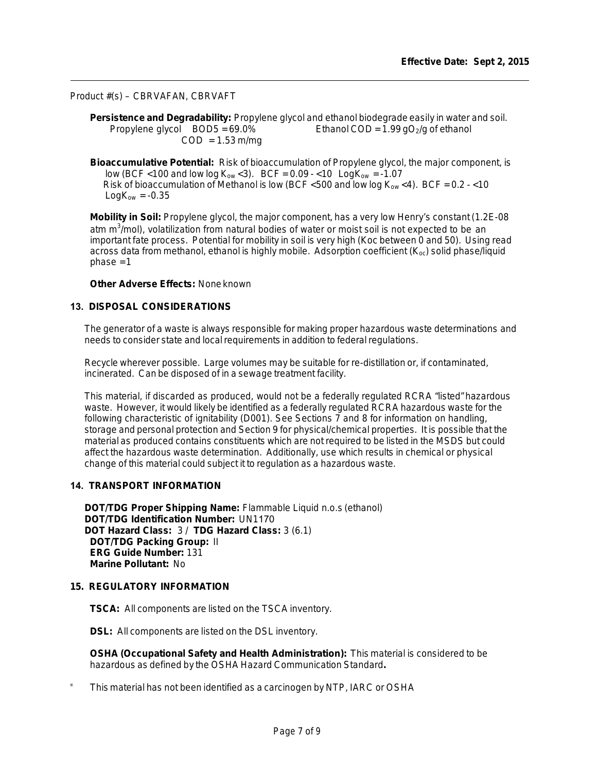Product #(s) – CBRVAFAN, CBRVAFT

**Persistence and Degradability:** Propylene glycol and ethanol biodegrade easily in water and soil.
Propylene glycol BOD5 = 69.0% Ethanol COD = 1.99 $gO_2$/g of ethanol
COD = 1.53 m/mg

**Bioaccumulative Potential:** Risk of bioaccumulation of Propylene glycol, the major component, is low (BCF <100 and low log $K_{ow}$ <3). BCF = 0.09 - <10 Log$K_{ow}$ = -1.07
Risk of bioaccumulation of Methanol is low (BCF <500 and low log $K_{ow}$ <4). BCF = 0.2 - <10 Log$K_{ow}$ = -0.35

**Mobility in Soil:** Propylene glycol, the major component, has a very low Henry's constant (1.2E-08 atm $m^3$/mol), volatilization from natural bodies of water or moist soil is not expected to be an important fate process. Potential for mobility in soil is very high (Koc between 0 and 50). Using read across data from methanol, ethanol is highly mobile. Adsorption coefficient ($K_{oc}$) solid phase/liquid phase = 1

**Other Adverse Effects:** None known

## 13. DISPOSAL CONSIDERATIONS

The generator of a waste is always responsible for making proper hazardous waste determinations and needs to consider state and local requirements in addition to federal regulations.

Recycle wherever possible. Large volumes may be suitable for re-distillation or, if contaminated, incinerated. Can be disposed of in a sewage treatment facility.

This material, if discarded as produced, would not be a federally regulated RCRA "listed" hazardous waste. However, it would likely be identified as a federally regulated RCRA hazardous waste for the following characteristic of ignitability (D001). See Sections 7 and 8 for information on handling, storage and personal protection and Section 9 for physical/chemical properties. It is possible that the material as produced contains constituents which are not required to be listed in the MSDS but could affect the hazardous waste determination. Additionally, use which results in chemical or physical change of this material could subject it to regulation as a hazardous waste.

## 14. TRANSPORT INFORMATION

**DOT/TDG Proper Shipping Name:** Flammable Liquid n.o.s (ethanol)
**DOT/TDG Identification Number:** UN1170
**DOT Hazard Class:** 3 / **TDG Hazard Class:** 3 (6.1)
**DOT/TDG Packing Group:** II
**ERG Guide Number:** 131
**Marine Pollutant:** No

## 15. REGULATORY INFORMATION

**TSCA:** All components are listed on the TSCA inventory.

**DSL:** All components are listed on the DSL inventory.

**OSHA (Occupational Safety and Health Administration):** This material is considered to be hazardous as defined by the OSHA Hazard Communication Standard**.**

" This material has not been identified as a carcinogen by NTP, IARC or OSHA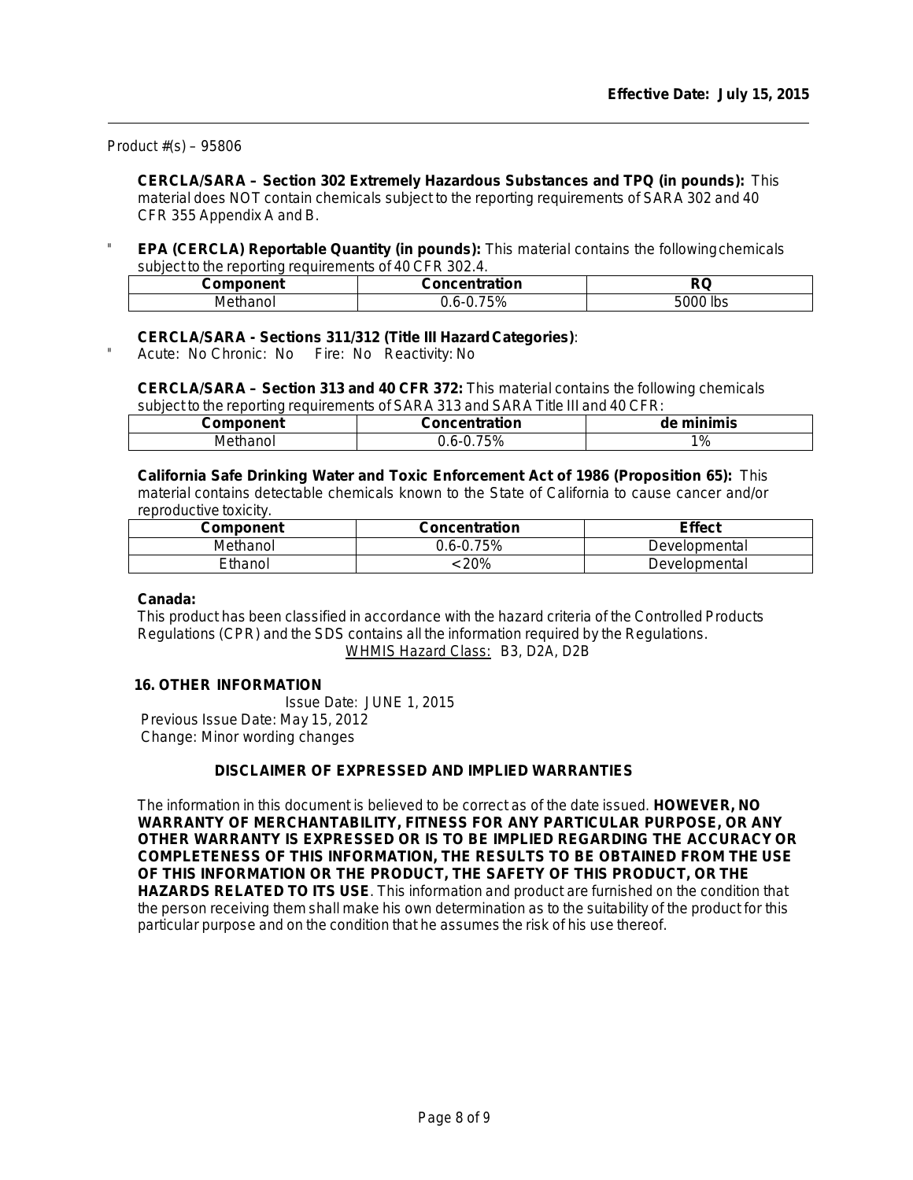Product #(s) – 95806

**CERCLA/SARA – Section 302 Extremely Hazardous Substances and TPQ (in pounds):** This material does NOT contain chemicals subject to the reporting requirements of SARA 302 and 40 CFR 355 Appendix A and B.

" **EPA (CERCLA) Reportable Quantity (in pounds):** This material contains the following chemicals subject to the reporting requirements of 40 CFR 302.4.

| Component | Concentration | RQ |
| --- | --- | --- |
| Methanol | 0.6-0.75% | 5000 lbs |

**CERCLA/SARA - Sections 311/312 (Title III Hazard Categories)**:
" Acute: No Chronic: No Fire: No Reactivity: No

**CERCLA/SARA – Section 313 and 40 CFR 372:** This material contains the following chemicals subject to the reporting requirements of SARA 313 and SARA Title III and 40 CFR:

| Component | Concentration | de minimis |
| --- | --- | --- |
| Methanol | 0.6-0.75% | 1% |

**California Safe Drinking Water and Toxic Enforcement Act of 1986 (Proposition 65):** This material contains detectable chemicals known to the State of California to cause cancer and/or reproductive toxicity.

| Component | Concentration | Effect |
| --- | --- | --- |
| Methanol | 0.6-0.75% | Developmental |
| Ethanol | <20% | Developmental |

**Canada:**
This product has been classified in accordance with the hazard criteria of the Controlled Products Regulations (CPR) and the SDS contains all the information required by the Regulations.
WHMIS Hazard Class: B3, D2A, D2B

## 16. OTHER INFORMATION

Issue Date: JUNE 1, 2015
Previous Issue Date: May 15, 2012
Change: Minor wording changes

### DISCLAIMER OF EXPRESSED AND IMPLIED WARRANTIES

The information in this document is believed to be correct as of the date issued. **HOWEVER, NO WARRANTY OF MERCHANTABILITY, FITNESS FOR ANY PARTICULAR PURPOSE, OR ANY OTHER WARRANTY IS EXPRESSED OR IS TO BE IMPLIED REGARDING THE ACCURACY OR COMPLETENESS OF THIS INFORMATION, THE RESULTS TO BE OBTAINED FROM THE USE OF THIS INFORMATION OR THE PRODUCT, THE SAFETY OF THIS PRODUCT, OR THE HAZARDS RELATED TO ITS USE**. This information and product are furnished on the condition that the person receiving them shall make his own determination as to the suitability of the product for this particular purpose and on the condition that he assumes the risk of his use thereof.